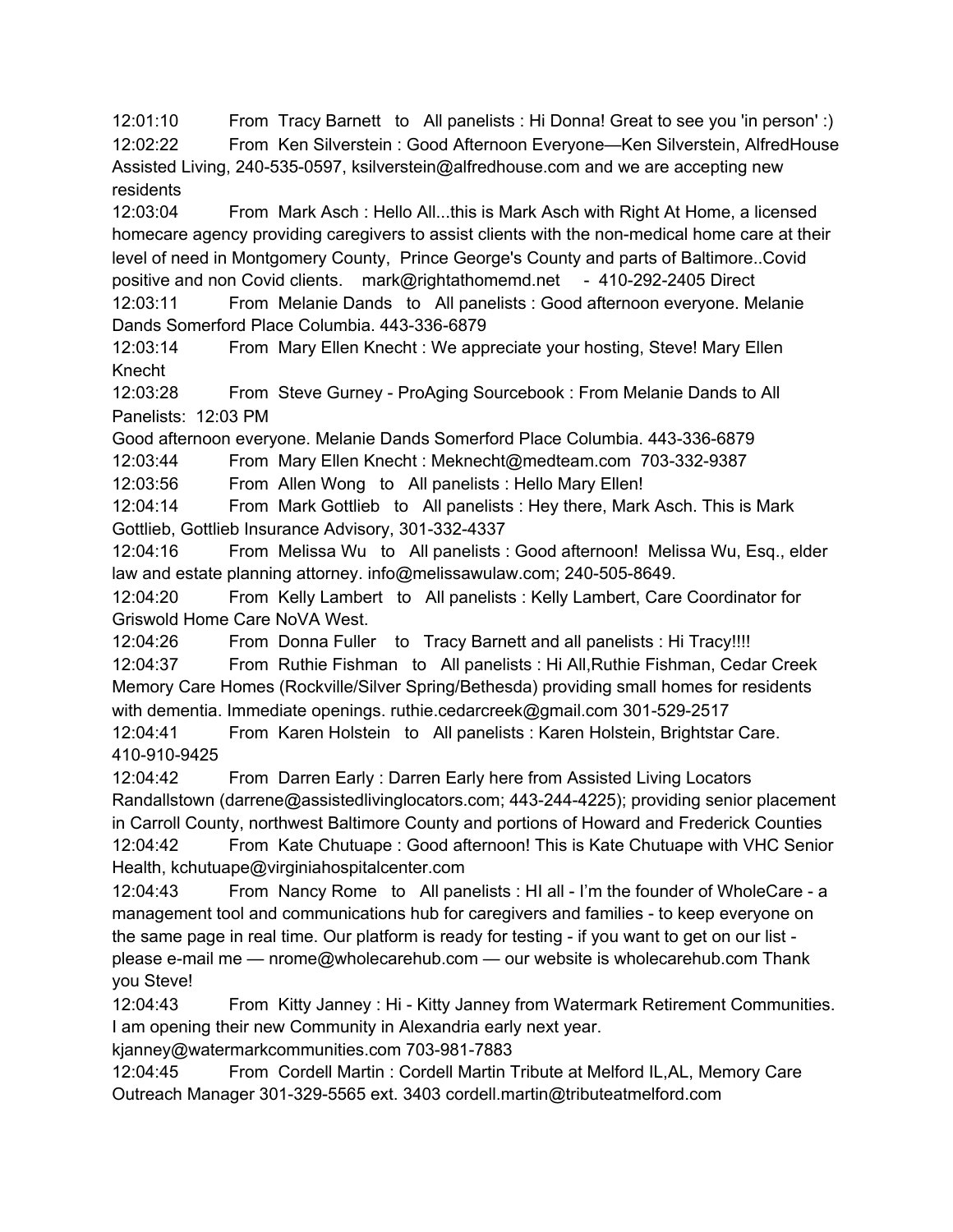12:01:10 From Tracy Barnett to All panelists : Hi Donna! Great to see you 'in person' :)

12:02:22 From Ken Silverstein : Good Afternoon Everyone—Ken Silverstein, AlfredHouse Assisted Living, 240-535-0597, ksilverstein@alfredhouse.com and we are accepting new residents

12:03:04 From Mark Asch : Hello All...this is Mark Asch with Right At Home, a licensed homecare agency providing caregivers to assist clients with the non-medical home care at their level of need in Montgomery County, Prince George's County and parts of Baltimore..Covid positive and non Covid clients. mark@rightathomemd.net - 410-292-2405 Direct

12:03:11 From Melanie Dands to All panelists : Good afternoon everyone. Melanie Dands Somerford Place Columbia. 443-336-6879

12:03:14 From Mary Ellen Knecht : We appreciate your hosting, Steve! Mary Ellen Knecht

12:03:28 From Steve Gurney - ProAging Sourcebook : From Melanie Dands to All Panelists: 12:03 PM
Good afternoon everyone. Melanie Dands Somerford Place Columbia. 443-336-6879

12:03:44 From Mary Ellen Knecht : Meknecht@medteam.com 703-332-9387

12:03:56 From Allen Wong to All panelists : Hello Mary Ellen!

12:04:14 From Mark Gottlieb to All panelists : Hey there, Mark Asch. This is Mark Gottlieb, Gottlieb Insurance Advisory, 301-332-4337

12:04:16 From Melissa Wu to All panelists : Good afternoon! Melissa Wu, Esq., elder law and estate planning attorney. info@melissawulaw.com; 240-505-8649.

12:04:20 From Kelly Lambert to All panelists : Kelly Lambert, Care Coordinator for Griswold Home Care NoVA West.

12:04:26 From Donna Fuller to Tracy Barnett and all panelists : Hi Tracy!!!!

12:04:37 From Ruthie Fishman to All panelists : Hi All,Ruthie Fishman, Cedar Creek Memory Care Homes (Rockville/Silver Spring/Bethesda) providing small homes for residents with dementia. Immediate openings. ruthie.cedarcreek@gmail.com 301-529-2517

12:04:41 From Karen Holstein to All panelists : Karen Holstein, Brightstar Care. 410-910-9425

12:04:42 From Darren Early : Darren Early here from Assisted Living Locators Randallstown (darrene@assistedlivinglocators.com; 443-244-4225); providing senior placement in Carroll County, northwest Baltimore County and portions of Howard and Frederick Counties

12:04:42 From Kate Chutuape : Good afternoon! This is Kate Chutuape with VHC Senior Health, kchutuape@virginiahospitalcenter.com

12:04:43 From Nancy Rome to All panelists : HI all - I'm the founder of WholeCare - a management tool and communications hub for caregivers and families - to keep everyone on the same page in real time. Our platform is ready for testing - if you want to get on our list - please e-mail me — nrome@wholecarehub.com — our website is wholecarehub.com Thank you Steve!

12:04:43 From Kitty Janney : Hi - Kitty Janney from Watermark Retirement Communities. I am opening their new Community in Alexandria early next year. kjanney@watermarkcommunities.com 703-981-7883

12:04:45 From Cordell Martin : Cordell Martin Tribute at Melford IL,AL, Memory Care Outreach Manager 301-329-5565 ext. 3403 cordell.martin@tributeatmelford.com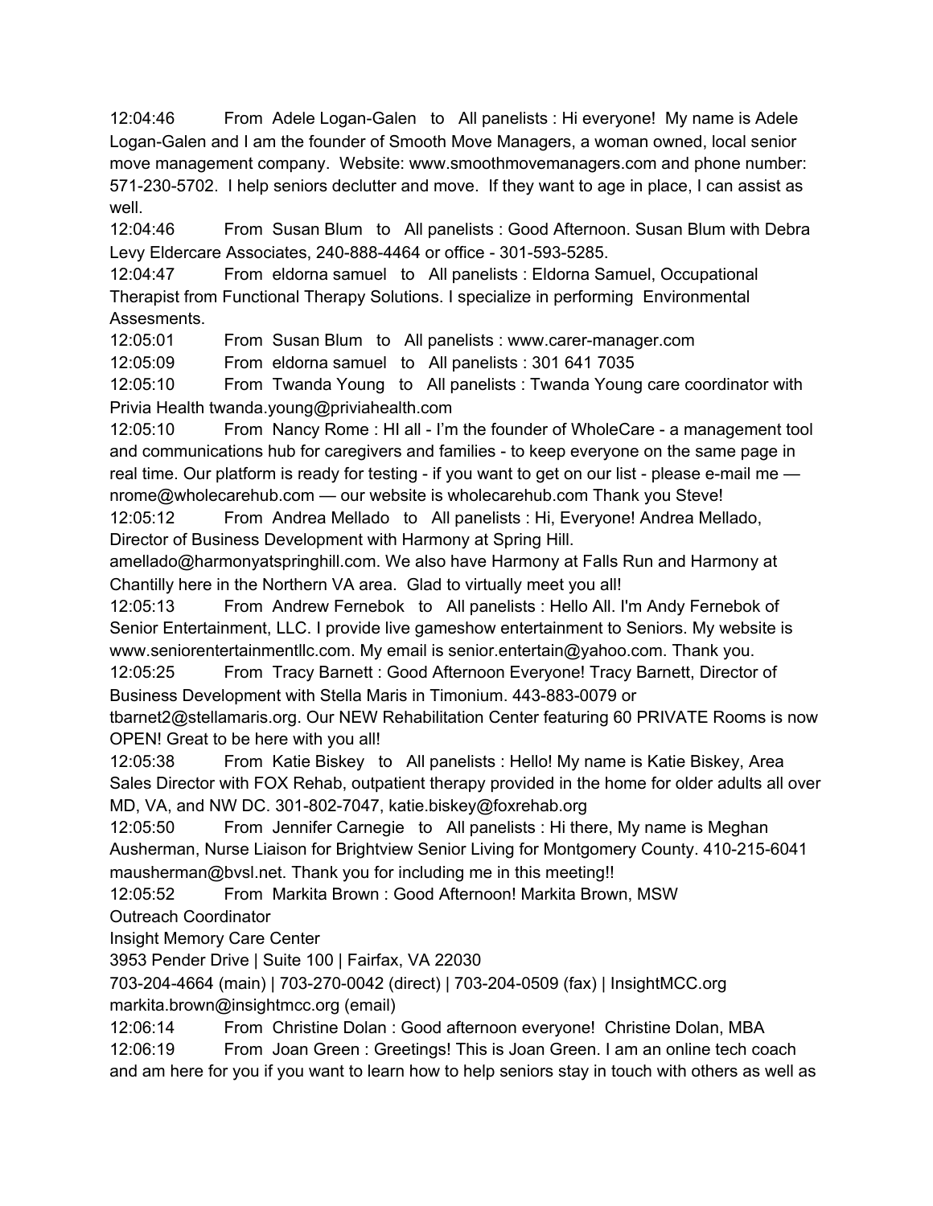12:04:46 From Adele Logan-Galen to All panelists : Hi everyone! My name is Adele Logan-Galen and I am the founder of Smooth Move Managers, a woman owned, local senior move management company. Website: www.smoothmovemanagers.com and phone number: 571-230-5702. I help seniors declutter and move. If they want to age in place, I can assist as well.

12:04:46 From Susan Blum to All panelists : Good Afternoon. Susan Blum with Debra Levy Eldercare Associates, 240-888-4464 or office - 301-593-5285.

12:04:47 From eldorna samuel to All panelists : Eldorna Samuel, Occupational Therapist from Functional Therapy Solutions. I specialize in performing Environmental Assesments.

12:05:01 From Susan Blum to All panelists : www.carer-manager.com

12:05:09 From eldorna samuel to All panelists : 301 641 7035

12:05:10 From Twanda Young to All panelists : Twanda Young care coordinator with Privia Health twanda.young@priviahealth.com

12:05:10 From Nancy Rome : HI all - I'm the founder of WholeCare - a management tool and communications hub for caregivers and families - to keep everyone on the same page in real time. Our platform is ready for testing - if you want to get on our list - please e-mail me — nrome@wholecarehub.com — our website is wholecarehub.com Thank you Steve!

12:05:12 From Andrea Mellado to All panelists : Hi, Everyone! Andrea Mellado, Director of Business Development with Harmony at Spring Hill. amellado@harmonyatspringhill.com. We also have Harmony at Falls Run and Harmony at Chantilly here in the Northern VA area. Glad to virtually meet you all!

12:05:13 From Andrew Fernebok to All panelists : Hello All. I'm Andy Fernebok of Senior Entertainment, LLC. I provide live gameshow entertainment to Seniors. My website is www.seniorentertainmentllc.com. My email is senior.entertain@yahoo.com. Thank you.

12:05:25 From Tracy Barnett : Good Afternoon Everyone! Tracy Barnett, Director of Business Development with Stella Maris in Timonium. 443-883-0079 or tbarnet2@stellamaris.org. Our NEW Rehabilitation Center featuring 60 PRIVATE Rooms is now OPEN! Great to be here with you all!

12:05:38 From Katie Biskey to All panelists : Hello! My name is Katie Biskey, Area Sales Director with FOX Rehab, outpatient therapy provided in the home for older adults all over MD, VA, and NW DC. 301-802-7047, katie.biskey@foxrehab.org

12:05:50 From Jennifer Carnegie to All panelists : Hi there, My name is Meghan Ausherman, Nurse Liaison for Brightview Senior Living for Montgomery County. 410-215-6041 mausherman@bvsl.net. Thank you for including me in this meeting!!

12:05:52 From Markita Brown : Good Afternoon! Markita Brown, MSW
Outreach Coordinator
Insight Memory Care Center
3953 Pender Drive | Suite 100 | Fairfax, VA 22030
703-204-4664 (main) | 703-270-0042 (direct) | 703-204-0509 (fax) | InsightMCC.org
markita.brown@insightmcc.org (email)

12:06:14 From Christine Dolan : Good afternoon everyone! Christine Dolan, MBA

12:06:19 From Joan Green : Greetings! This is Joan Green. I am an online tech coach and am here for you if you want to learn how to help seniors stay in touch with others as well as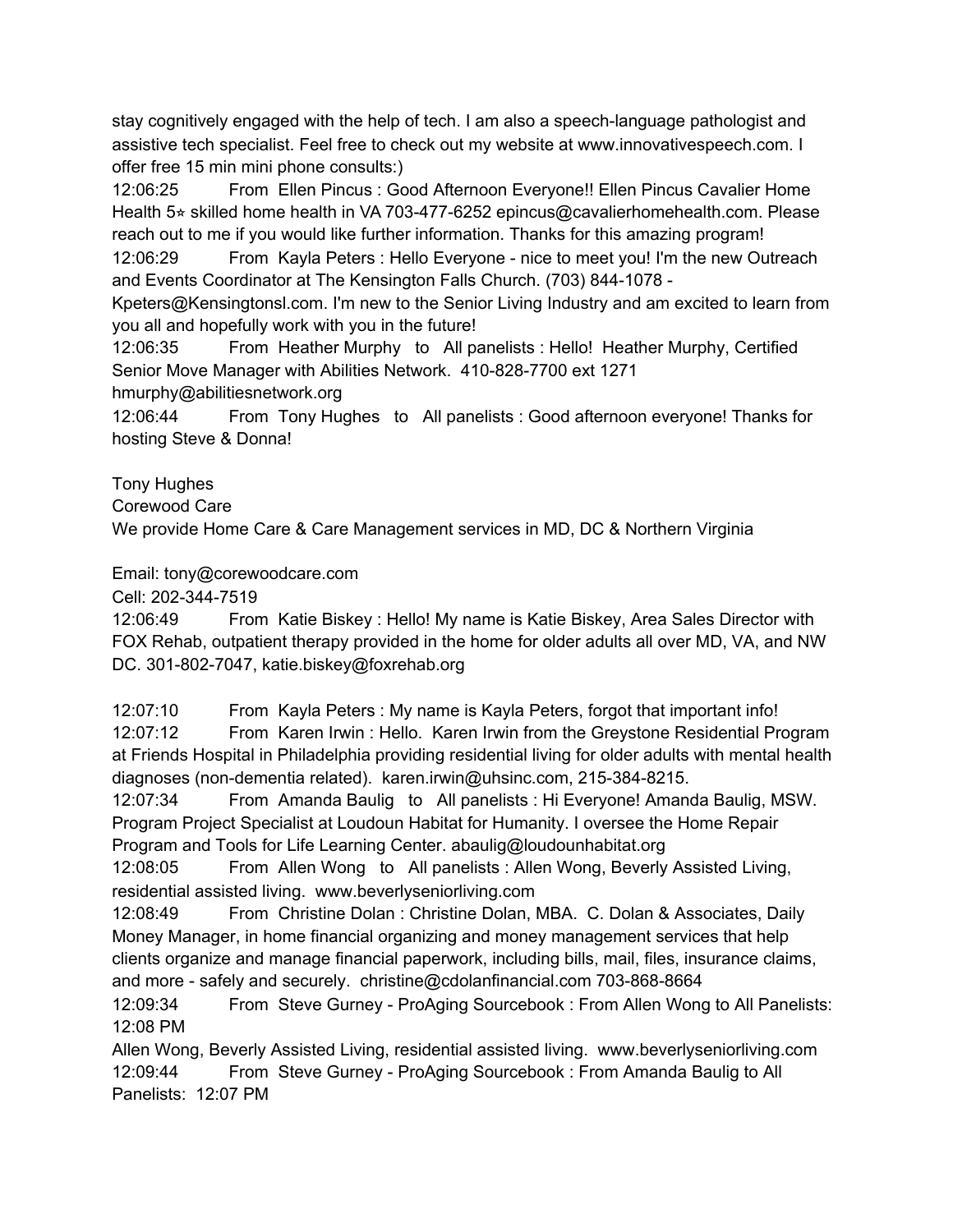stay cognitively engaged with the help of tech. I am also a speech-language pathologist and assistive tech specialist. Feel free to check out my website at www.innovativespeech.com. I offer free 15 min mini phone consults:)

12:06:25 From Ellen Pincus : Good Afternoon Everyone!! Ellen Pincus Cavalier Home Health 5⭑ skilled home health in VA 703-477-6252 epincus@cavalierhomehealth.com. Please reach out to me if you would like further information. Thanks for this amazing program!

12:06:29 From Kayla Peters : Hello Everyone - nice to meet you! I'm the new Outreach and Events Coordinator at The Kensington Falls Church. (703) 844-1078 - Kpeters@Kensingtonsl.com. I'm new to the Senior Living Industry and am excited to learn from you all and hopefully work with you in the future!

12:06:35 From Heather Murphy to All panelists : Hello! Heather Murphy, Certified Senior Move Manager with Abilities Network. 410-828-7700 ext 1271 hmurphy@abilitiesnetwork.org

12:06:44 From Tony Hughes to All panelists : Good afternoon everyone! Thanks for hosting Steve & Donna!

Tony Hughes
Corewood Care
We provide Home Care & Care Management services in MD, DC & Northern Virginia

Email: tony@corewoodcare.com
Cell: 202-344-7519

12:06:49 From Katie Biskey : Hello! My name is Katie Biskey, Area Sales Director with FOX Rehab, outpatient therapy provided in the home for older adults all over MD, VA, and NW DC. 301-802-7047, katie.biskey@foxrehab.org

12:07:10 From Kayla Peters : My name is Kayla Peters, forgot that important info!

12:07:12 From Karen Irwin : Hello. Karen Irwin from the Greystone Residential Program at Friends Hospital in Philadelphia providing residential living for older adults with mental health diagnoses (non-dementia related). karen.irwin@uhsinc.com, 215-384-8215.

12:07:34 From Amanda Baulig to All panelists : Hi Everyone! Amanda Baulig, MSW. Program Project Specialist at Loudoun Habitat for Humanity. I oversee the Home Repair Program and Tools for Life Learning Center. abaulig@loudounhabitat.org

12:08:05 From Allen Wong to All panelists : Allen Wong, Beverly Assisted Living, residential assisted living. www.beverlyseniorliving.com

12:08:49 From Christine Dolan : Christine Dolan, MBA. C. Dolan & Associates, Daily Money Manager, in home financial organizing and money management services that help clients organize and manage financial paperwork, including bills, mail, files, insurance claims, and more - safely and securely. christine@cdolanfinancial.com 703-868-8664

12:09:34 From Steve Gurney - ProAging Sourcebook : From Allen Wong to All Panelists: 12:08 PM
Allen Wong, Beverly Assisted Living, residential assisted living. www.beverlyseniorliving.com

12:09:44 From Steve Gurney - ProAging Sourcebook : From Amanda Baulig to All Panelists: 12:07 PM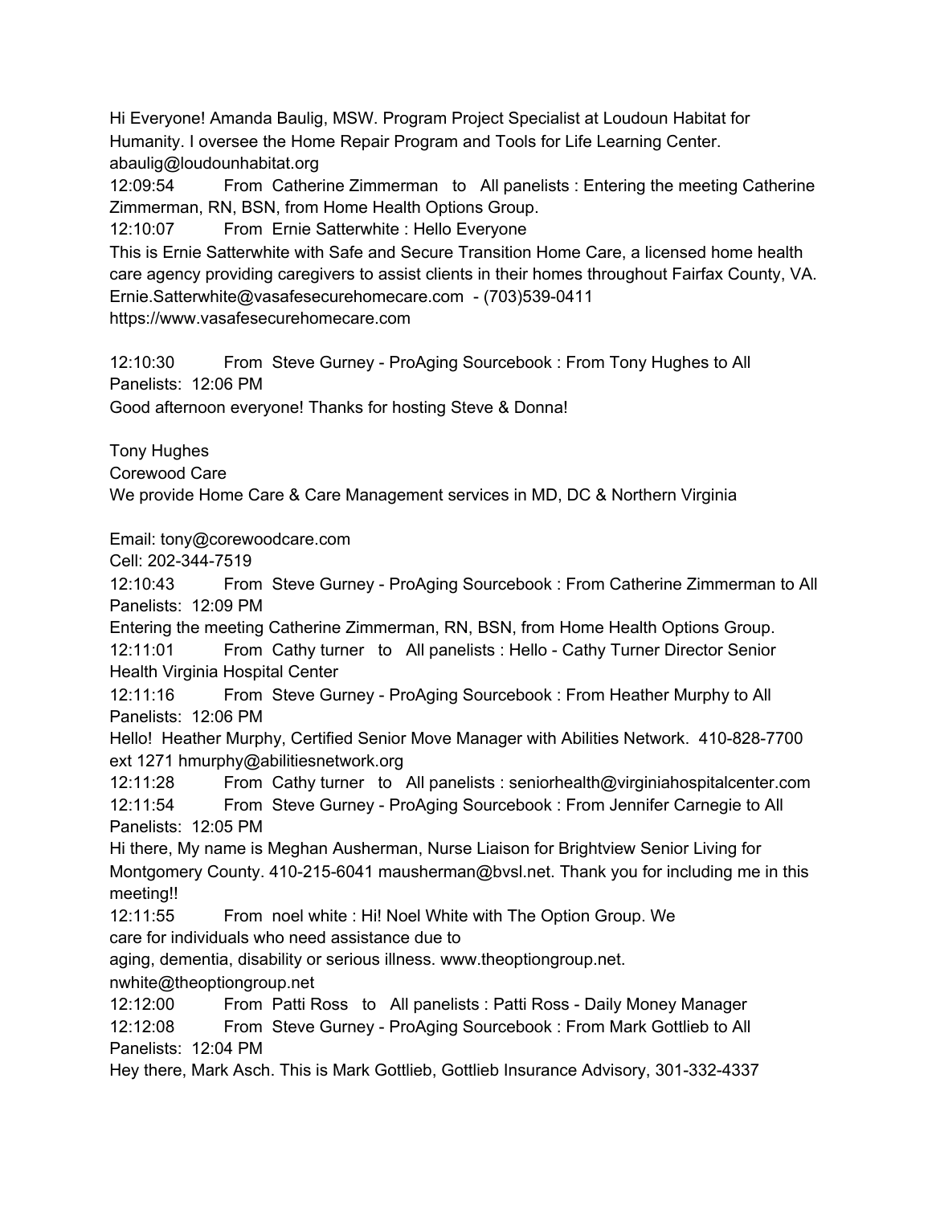Hi Everyone! Amanda Baulig, MSW. Program Project Specialist at Loudoun Habitat for Humanity. I oversee the Home Repair Program and Tools for Life Learning Center. abaulig@loudounhabitat.org

12:09:54 From Catherine Zimmerman to All panelists : Entering the meeting Catherine Zimmerman, RN, BSN, from Home Health Options Group.

12:10:07 From Ernie Satterwhite : Hello Everyone
This is Ernie Satterwhite with Safe and Secure Transition Home Care, a licensed home health care agency providing caregivers to assist clients in their homes throughout Fairfax County, VA.
Ernie.Satterwhite@vasafesecurehomecare.com - (703)539-0411
https://www.vasafesecurehomecare.com

12:10:30 From Steve Gurney - ProAging Sourcebook : From Tony Hughes to All Panelists: 12:06 PM
Good afternoon everyone! Thanks for hosting Steve & Donna!

Tony Hughes
Corewood Care
We provide Home Care & Care Management services in MD, DC & Northern Virginia

Email: tony@corewoodcare.com
Cell: 202-344-7519

12:10:43 From Steve Gurney - ProAging Sourcebook : From Catherine Zimmerman to All Panelists: 12:09 PM
Entering the meeting Catherine Zimmerman, RN, BSN, from Home Health Options Group.

12:11:01 From Cathy turner to All panelists : Hello - Cathy Turner Director Senior Health Virginia Hospital Center

12:11:16 From Steve Gurney - ProAging Sourcebook : From Heather Murphy to All Panelists: 12:06 PM
Hello! Heather Murphy, Certified Senior Move Manager with Abilities Network. 410-828-7700 ext 1271 hmurphy@abilitiesnetwork.org

12:11:28 From Cathy turner to All panelists : seniorhealth@virginiahospitalcenter.com

12:11:54 From Steve Gurney - ProAging Sourcebook : From Jennifer Carnegie to All Panelists: 12:05 PM
Hi there, My name is Meghan Ausherman, Nurse Liaison for Brightview Senior Living for Montgomery County. 410-215-6041 mausherman@bvsl.net. Thank you for including me in this meeting!!

12:11:55 From noel white : Hi! Noel White with The Option Group. We care for individuals who need assistance due to aging, dementia, disability or serious illness. www.theoptiongroup.net. nwhite@theoptiongroup.net

12:12:00 From Patti Ross to All panelists : Patti Ross - Daily Money Manager

12:12:08 From Steve Gurney - ProAging Sourcebook : From Mark Gottlieb to All Panelists: 12:04 PM
Hey there, Mark Asch. This is Mark Gottlieb, Gottlieb Insurance Advisory, 301-332-4337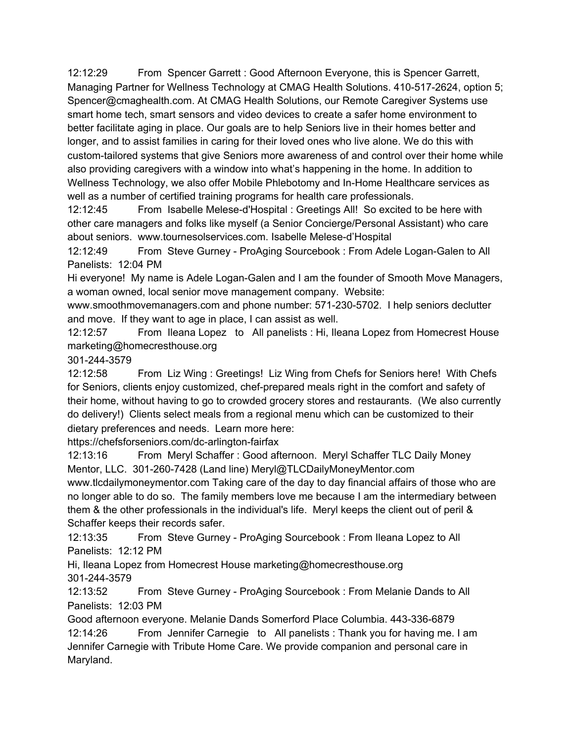12:12:29 From Spencer Garrett : Good Afternoon Everyone, this is Spencer Garrett, Managing Partner for Wellness Technology at CMAG Health Solutions. 410-517-2624, option 5; Spencer@cmaghealth.com. At CMAG Health Solutions, our Remote Caregiver Systems use smart home tech, smart sensors and video devices to create a safer home environment to better facilitate aging in place. Our goals are to help Seniors live in their homes better and longer, and to assist families in caring for their loved ones who live alone. We do this with custom-tailored systems that give Seniors more awareness of and control over their home while also providing caregivers with a window into what's happening in the home. In addition to Wellness Technology, we also offer Mobile Phlebotomy and In-Home Healthcare services as well as a number of certified training programs for health care professionals.

12:12:45 From Isabelle Melese-d'Hospital : Greetings All! So excited to be here with other care managers and folks like myself (a Senior Concierge/Personal Assistant) who care about seniors. www.tournesolservices.com. Isabelle Melese-d'Hospital

12:12:49 From Steve Gurney - ProAging Sourcebook : From Adele Logan-Galen to All Panelists: 12:04 PM
Hi everyone! My name is Adele Logan-Galen and I am the founder of Smooth Move Managers, a woman owned, local senior move management company. Website: www.smoothmovemanagers.com and phone number: 571-230-5702. I help seniors declutter and move. If they want to age in place, I can assist as well.

12:12:57 From Ileana Lopez to All panelists : Hi, Ileana Lopez from Homecrest House marketing@homecresthouse.org
301-244-3579

12:12:58 From Liz Wing : Greetings! Liz Wing from Chefs for Seniors here! With Chefs for Seniors, clients enjoy customized, chef-prepared meals right in the comfort and safety of their home, without having to go to crowded grocery stores and restaurants. (We also currently do delivery!) Clients select meals from a regional menu which can be customized to their dietary preferences and needs. Learn more here:
https://chefsforseniors.com/dc-arlington-fairfax

12:13:16 From Meryl Schaffer : Good afternoon. Meryl Schaffer TLC Daily Money Mentor, LLC. 301-260-7428 (Land line) Meryl@TLCDailyMoneyMentor.com www.tlcdailymoneymentor.com Taking care of the day to day financial affairs of those who are no longer able to do so. The family members love me because I am the intermediary between them & the other professionals in the individual's life. Meryl keeps the client out of peril & Schaffer keeps their records safer.

12:13:35 From Steve Gurney - ProAging Sourcebook : From Ileana Lopez to All Panelists: 12:12 PM
Hi, Ileana Lopez from Homecrest House marketing@homecresthouse.org
301-244-3579

12:13:52 From Steve Gurney - ProAging Sourcebook : From Melanie Dands to All Panelists: 12:03 PM
Good afternoon everyone. Melanie Dands Somerford Place Columbia. 443-336-6879

12:14:26 From Jennifer Carnegie to All panelists : Thank you for having me. I am Jennifer Carnegie with Tribute Home Care. We provide companion and personal care in Maryland.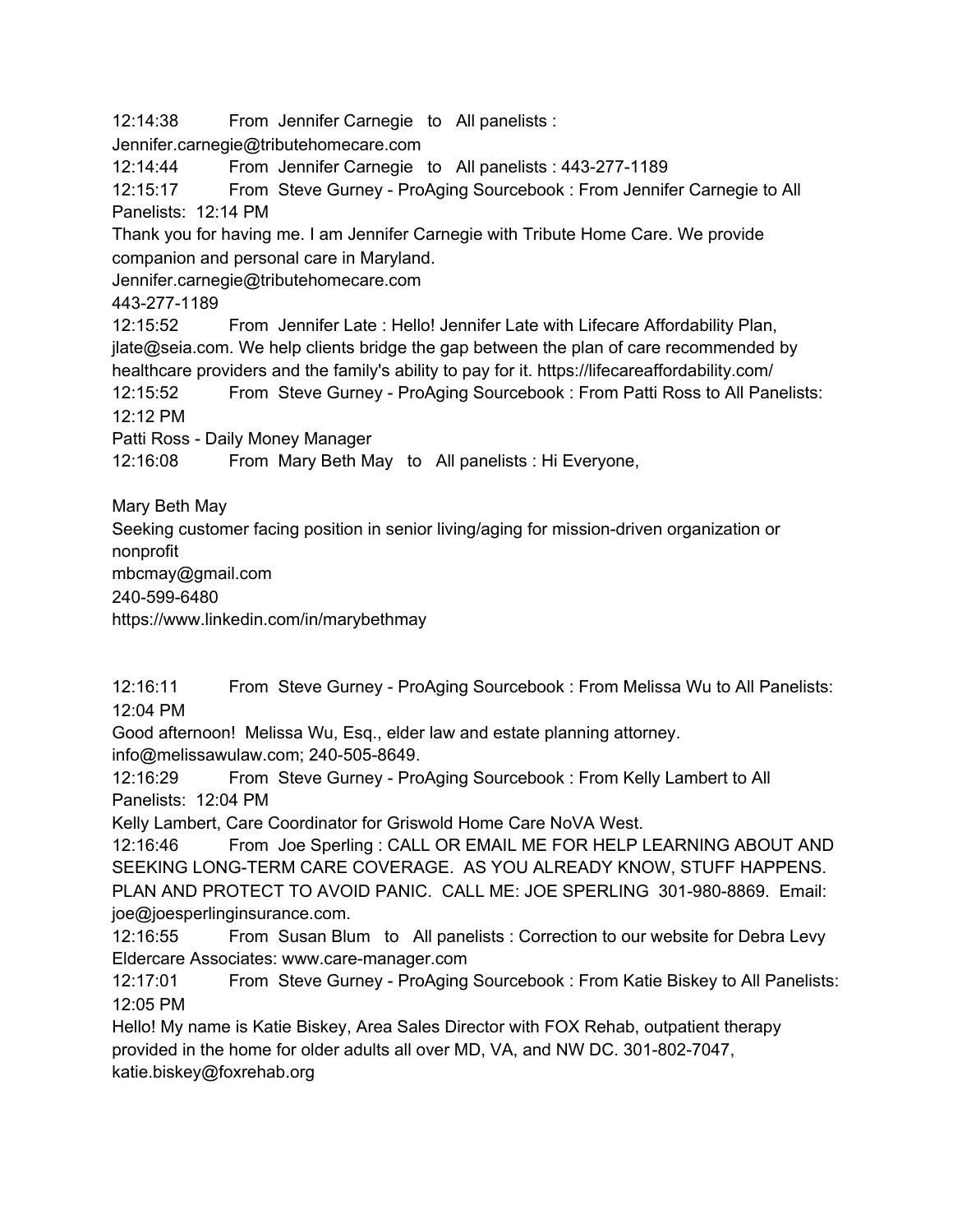12:14:38 From Jennifer Carnegie to All panelists :
Jennifer.carnegie@tributehomecare.com

12:14:44 From Jennifer Carnegie to All panelists : 443-277-1189

12:15:17 From Steve Gurney - ProAging Sourcebook : From Jennifer Carnegie to All Panelists: 12:14 PM

Thank you for having me. I am Jennifer Carnegie with Tribute Home Care. We provide companion and personal care in Maryland.
Jennifer.carnegie@tributehomecare.com
443-277-1189

12:15:52 From Jennifer Late : Hello! Jennifer Late with Lifecare Affordability Plan, jlate@seia.com. We help clients bridge the gap between the plan of care recommended by healthcare providers and the family's ability to pay for it. https://lifecareaffordability.com/

12:15:52 From Steve Gurney - ProAging Sourcebook : From Patti Ross to All Panelists: 12:12 PM

Patti Ross - Daily Money Manager

12:16:08 From Mary Beth May to All panelists : Hi Everyone,

Mary Beth May
Seeking customer facing position in senior living/aging for mission-driven organization or nonprofit
mbcmay@gmail.com
240-599-6480
https://www.linkedin.com/in/marybethmay

12:16:11 From Steve Gurney - ProAging Sourcebook : From Melissa Wu to All Panelists: 12:04 PM

Good afternoon! Melissa Wu, Esq., elder law and estate planning attorney.
info@melissawulaw.com; 240-505-8649.

12:16:29 From Steve Gurney - ProAging Sourcebook : From Kelly Lambert to All Panelists: 12:04 PM

Kelly Lambert, Care Coordinator for Griswold Home Care NoVA West.

12:16:46 From Joe Sperling : CALL OR EMAIL ME FOR HELP LEARNING ABOUT AND SEEKING LONG-TERM CARE COVERAGE. AS YOU ALREADY KNOW, STUFF HAPPENS. PLAN AND PROTECT TO AVOID PANIC. CALL ME: JOE SPERLING 301-980-8869. Email: joe@joesperlinginsurance.com.

12:16:55 From Susan Blum to All panelists : Correction to our website for Debra Levy Eldercare Associates: www.care-manager.com

12:17:01 From Steve Gurney - ProAging Sourcebook : From Katie Biskey to All Panelists: 12:05 PM

Hello! My name is Katie Biskey, Area Sales Director with FOX Rehab, outpatient therapy provided in the home for older adults all over MD, VA, and NW DC. 301-802-7047, katie.biskey@foxrehab.org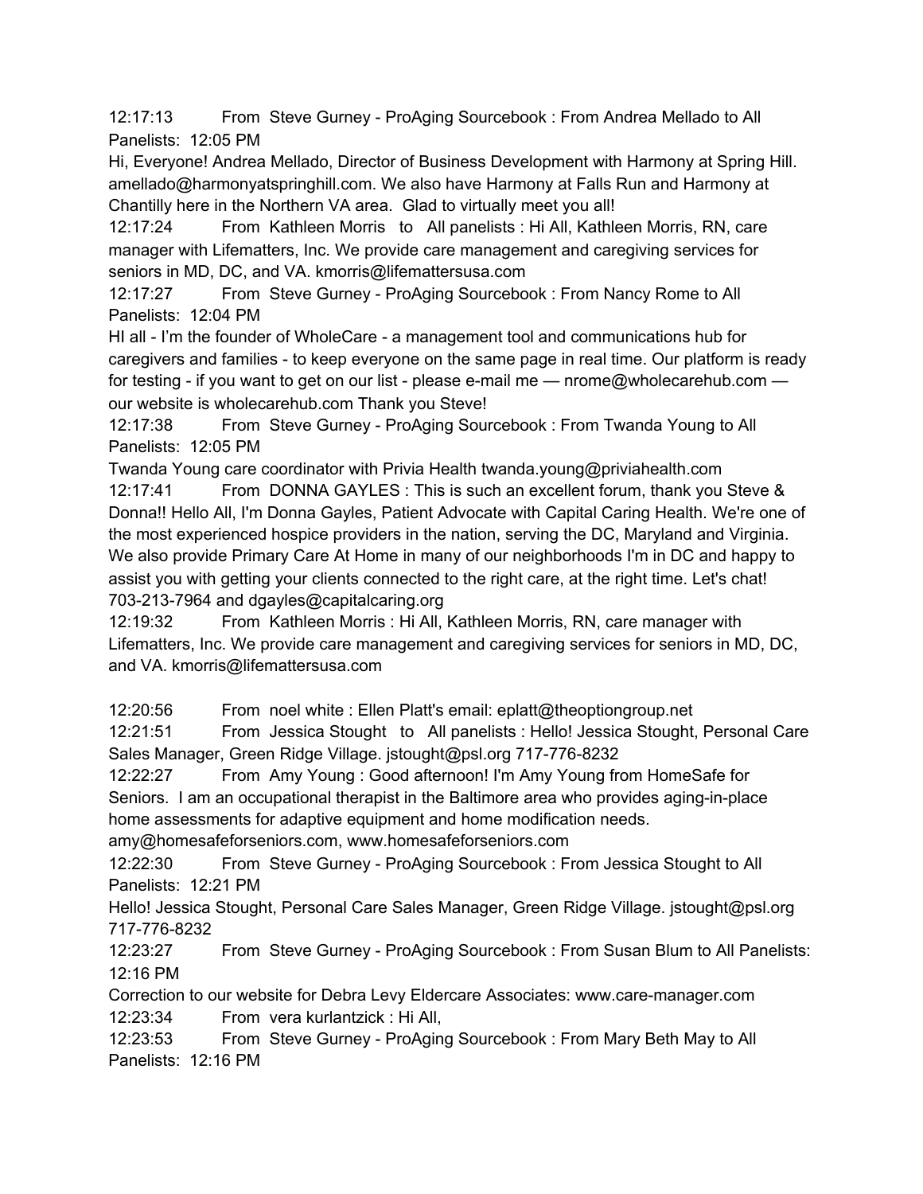12:17:13 From Steve Gurney - ProAging Sourcebook : From Andrea Mellado to All Panelists: 12:05 PM

Hi, Everyone! Andrea Mellado, Director of Business Development with Harmony at Spring Hill. amellado@harmonyatspringhill.com. We also have Harmony at Falls Run and Harmony at Chantilly here in the Northern VA area. Glad to virtually meet you all!

12:17:24 From Kathleen Morris to All panelists : Hi All, Kathleen Morris, RN, care manager with Lifematters, Inc. We provide care management and caregiving services for seniors in MD, DC, and VA. kmorris@lifemattersusa.com

12:17:27 From Steve Gurney - ProAging Sourcebook : From Nancy Rome to All Panelists: 12:04 PM

HI all - I'm the founder of WholeCare - a management tool and communications hub for caregivers and families - to keep everyone on the same page in real time. Our platform is ready for testing - if you want to get on our list - please e-mail me — nrome@wholecarehub.com — our website is wholecarehub.com Thank you Steve!

12:17:38 From Steve Gurney - ProAging Sourcebook : From Twanda Young to All Panelists: 12:05 PM

Twanda Young care coordinator with Privia Health twanda.young@priviahealth.com

12:17:41 From DONNA GAYLES : This is such an excellent forum, thank you Steve & Donna!! Hello All, I'm Donna Gayles, Patient Advocate with Capital Caring Health. We're one of the most experienced hospice providers in the nation, serving the DC, Maryland and Virginia. We also provide Primary Care At Home in many of our neighborhoods I'm in DC and happy to assist you with getting your clients connected to the right care, at the right time. Let's chat! 703-213-7964 and dgayles@capitalcaring.org

12:19:32 From Kathleen Morris : Hi All, Kathleen Morris, RN, care manager with Lifematters, Inc. We provide care management and caregiving services for seniors in MD, DC, and VA. kmorris@lifemattersusa.com

12:20:56 From noel white : Ellen Platt's email: eplatt@theoptiongroup.net

12:21:51 From Jessica Stought to All panelists : Hello! Jessica Stought, Personal Care Sales Manager, Green Ridge Village. jstought@psl.org 717-776-8232

12:22:27 From Amy Young : Good afternoon! I'm Amy Young from HomeSafe for Seniors. I am an occupational therapist in the Baltimore area who provides aging-in-place home assessments for adaptive equipment and home modification needs. amy@homesafeforseniors.com, www.homesafeforseniors.com

12:22:30 From Steve Gurney - ProAging Sourcebook : From Jessica Stought to All Panelists: 12:21 PM

Hello! Jessica Stought, Personal Care Sales Manager, Green Ridge Village. jstought@psl.org 717-776-8232

12:23:27 From Steve Gurney - ProAging Sourcebook : From Susan Blum to All Panelists: 12:16 PM

Correction to our website for Debra Levy Eldercare Associates: www.care-manager.com

12:23:34 From vera kurlantzick : Hi All,

12:23:53 From Steve Gurney - ProAging Sourcebook : From Mary Beth May to All Panelists: 12:16 PM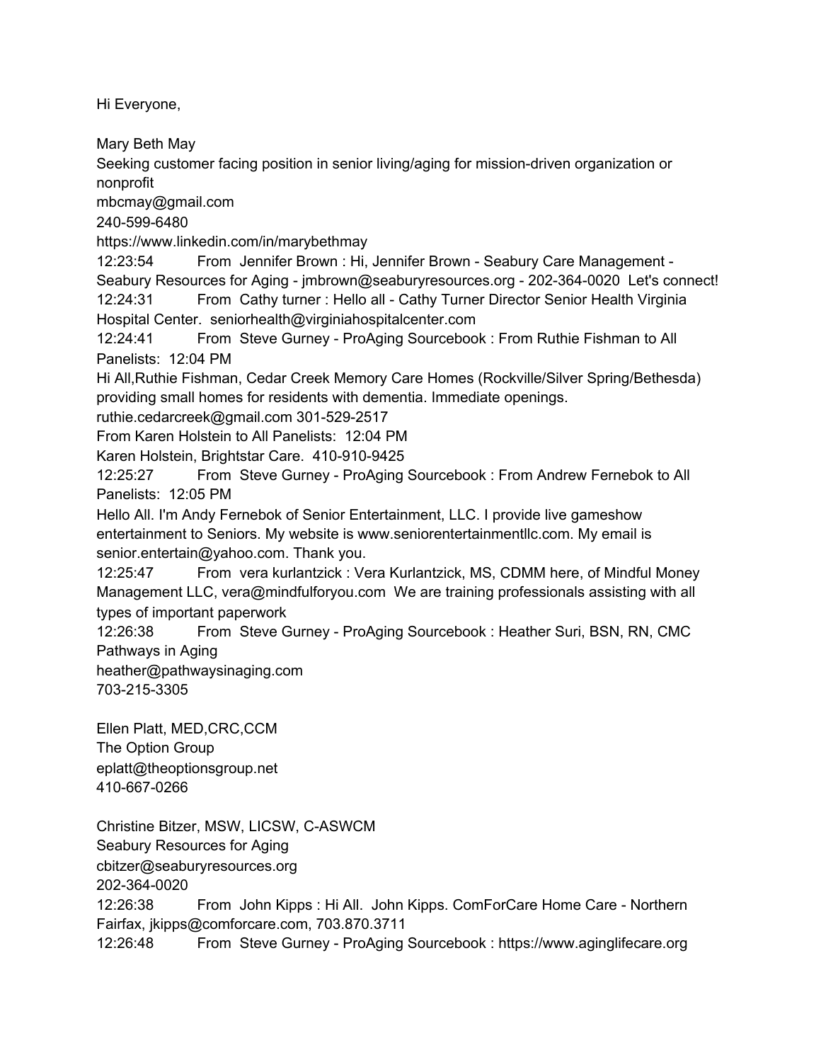Hi Everyone,

Mary Beth May
Seeking customer facing position in senior living/aging for mission-driven organization or nonprofit
mbcmay@gmail.com
240-599-6480
https://www.linkedin.com/in/marybethmay
12:23:54 From Jennifer Brown : Hi, Jennifer Brown - Seabury Care Management - Seabury Resources for Aging - jmbrown@seaburyresources.org - 202-364-0020 Let's connect!
12:24:31 From Cathy turner : Hello all - Cathy Turner Director Senior Health Virginia Hospital Center. seniorhealth@virginiahospitalcenter.com
12:24:41 From Steve Gurney - ProAging Sourcebook : From Ruthie Fishman to All Panelists: 12:04 PM
Hi All,Ruthie Fishman, Cedar Creek Memory Care Homes (Rockville/Silver Spring/Bethesda) providing small homes for residents with dementia. Immediate openings.
ruthie.cedarcreek@gmail.com 301-529-2517
From Karen Holstein to All Panelists: 12:04 PM
Karen Holstein, Brightstar Care. 410-910-9425
12:25:27 From Steve Gurney - ProAging Sourcebook : From Andrew Fernebok to All Panelists: 12:05 PM
Hello All. I'm Andy Fernebok of Senior Entertainment, LLC. I provide live gameshow entertainment to Seniors. My website is www.seniorentertainmentllc.com. My email is senior.entertain@yahoo.com. Thank you.
12:25:47 From vera kurlantzick : Vera Kurlantzick, MS, CDMM here, of Mindful Money Management LLC, vera@mindfulforyou.com We are training professionals assisting with all types of important paperwork
12:26:38 From Steve Gurney - ProAging Sourcebook : Heather Suri, BSN, RN, CMC
Pathways in Aging
heather@pathwaysinaging.com
703-215-3305

Ellen Platt, MED,CRC,CCM
The Option Group
eplatt@theoptionsgroup.net
410-667-0266

Christine Bitzer, MSW, LICSW, C-ASWCM
Seabury Resources for Aging
cbitzer@seaburyresources.org
202-364-0020
12:26:38 From John Kipps : Hi All. John Kipps. ComForCare Home Care - Northern Fairfax, jkipps@comforcare.com, 703.870.3711
12:26:48 From Steve Gurney - ProAging Sourcebook : https://www.aginglifecare.org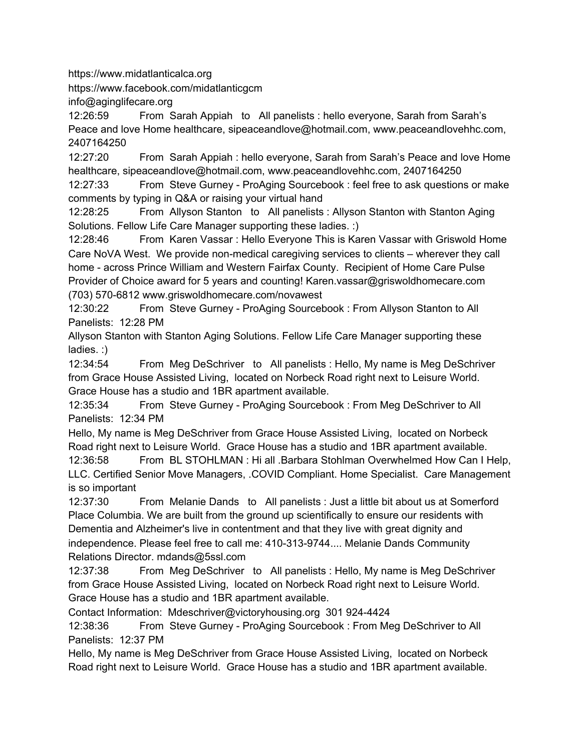https://www.midatlanticalca.org

https://www.facebook.com/midatlanticgcm

info@aginglifecare.org

12:26:59 From Sarah Appiah to All panelists : hello everyone, Sarah from Sarah's Peace and love Home healthcare, sipeaceandlove@hotmail.com, www.peaceandlovehhc.com, 2407164250

12:27:20 From Sarah Appiah : hello everyone, Sarah from Sarah's Peace and love Home healthcare, sipeaceandlove@hotmail.com, www.peaceandlovehhc.com, 2407164250

12:27:33 From Steve Gurney - ProAging Sourcebook : feel free to ask questions or make comments by typing in Q&A or raising your virtual hand

12:28:25 From Allyson Stanton to All panelists : Allyson Stanton with Stanton Aging Solutions. Fellow Life Care Manager supporting these ladies. :)

12:28:46 From Karen Vassar : Hello Everyone This is Karen Vassar with Griswold Home Care NoVA West. We provide non-medical caregiving services to clients – wherever they call home - across Prince William and Western Fairfax County. Recipient of Home Care Pulse Provider of Choice award for 5 years and counting! Karen.vassar@griswoldhomecare.com (703) 570-6812 www.griswoldhomecare.com/novawest

12:30:22 From Steve Gurney - ProAging Sourcebook : From Allyson Stanton to All Panelists: 12:28 PM

Allyson Stanton with Stanton Aging Solutions. Fellow Life Care Manager supporting these ladies. :)

12:34:54 From Meg DeSchriver to All panelists : Hello, My name is Meg DeSchriver from Grace House Assisted Living, located on Norbeck Road right next to Leisure World. Grace House has a studio and 1BR apartment available.

12:35:34 From Steve Gurney - ProAging Sourcebook : From Meg DeSchriver to All Panelists: 12:34 PM

Hello, My name is Meg DeSchriver from Grace House Assisted Living, located on Norbeck Road right next to Leisure World. Grace House has a studio and 1BR apartment available.

12:36:58 From BL STOHLMAN : Hi all .Barbara Stohlman Overwhelmed How Can I Help, LLC. Certified Senior Move Managers, .COVID Compliant. Home Specialist. Care Management is so important

12:37:30 From Melanie Dands to All panelists : Just a little bit about us at Somerford Place Columbia. We are built from the ground up scientifically to ensure our residents with Dementia and Alzheimer's live in contentment and that they live with great dignity and independence. Please feel free to call me: 410-313-9744.... Melanie Dands Community Relations Director. mdands@5ssl.com

12:37:38 From Meg DeSchriver to All panelists : Hello, My name is Meg DeSchriver from Grace House Assisted Living, located on Norbeck Road right next to Leisure World. Grace House has a studio and 1BR apartment available.

Contact Information: Mdeschriver@victoryhousing.org 301 924-4424

12:38:36 From Steve Gurney - ProAging Sourcebook : From Meg DeSchriver to All Panelists: 12:37 PM

Hello, My name is Meg DeSchriver from Grace House Assisted Living, located on Norbeck Road right next to Leisure World. Grace House has a studio and 1BR apartment available.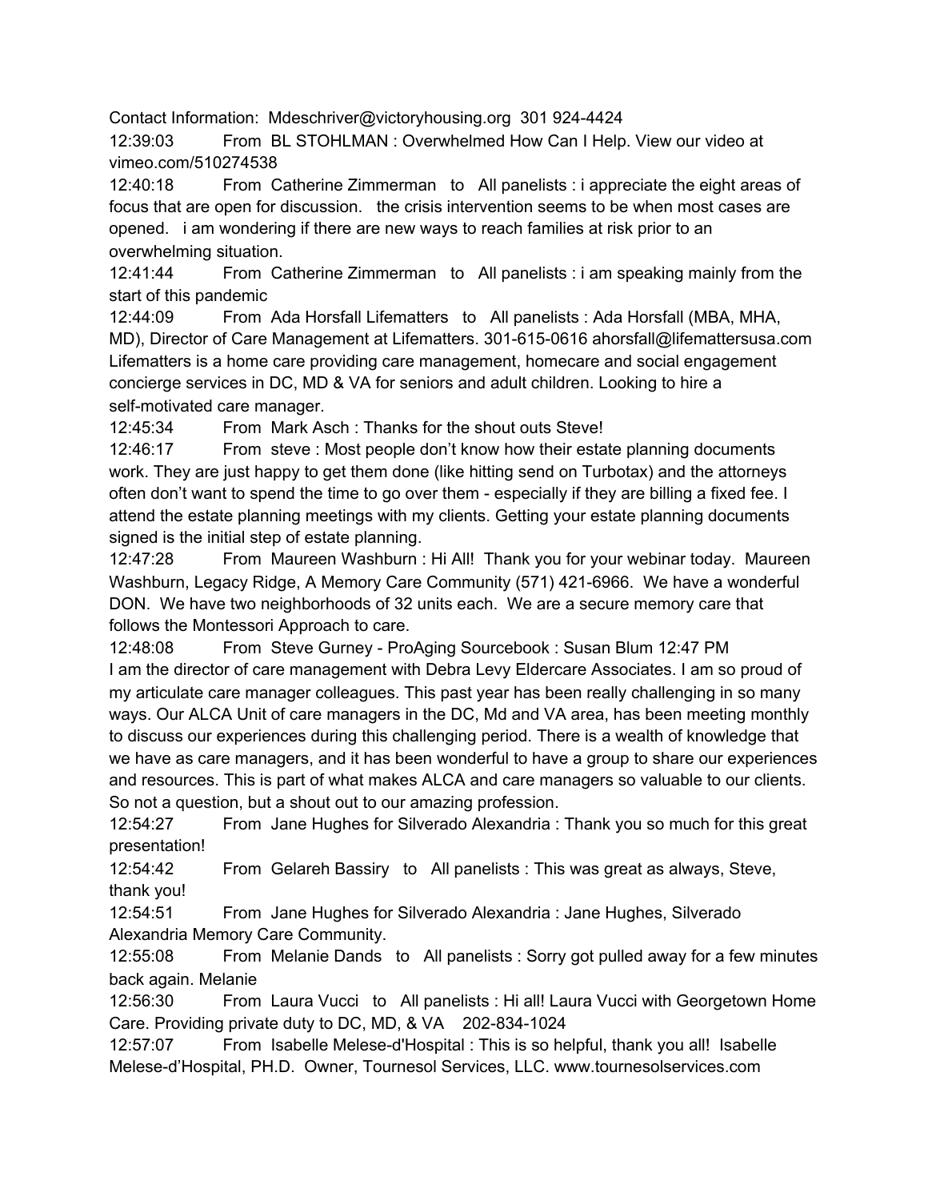Contact Information: Mdeschriver@victoryhousing.org 301 924-4424

12:39:03 From BL STOHLMAN : Overwhelmed How Can I Help. View our video at vimeo.com/510274538

12:40:18 From Catherine Zimmerman to All panelists : i appreciate the eight areas of focus that are open for discussion. the crisis intervention seems to be when most cases are opened. i am wondering if there are new ways to reach families at risk prior to an overwhelming situation.

12:41:44 From Catherine Zimmerman to All panelists : i am speaking mainly from the start of this pandemic

12:44:09 From Ada Horsfall Lifematters to All panelists : Ada Horsfall (MBA, MHA, MD), Director of Care Management at Lifematters. 301-615-0616 ahorsfall@lifemattersusa.com Lifematters is a home care providing care management, homecare and social engagement concierge services in DC, MD & VA for seniors and adult children. Looking to hire a self-motivated care manager.

12:45:34 From Mark Asch : Thanks for the shout outs Steve!

12:46:17 From steve : Most people don't know how their estate planning documents work. They are just happy to get them done (like hitting send on Turbotax) and the attorneys often don't want to spend the time to go over them - especially if they are billing a fixed fee. I attend the estate planning meetings with my clients. Getting your estate planning documents signed is the initial step of estate planning.

12:47:28 From Maureen Washburn : Hi All! Thank you for your webinar today. Maureen Washburn, Legacy Ridge, A Memory Care Community (571) 421-6966. We have a wonderful DON. We have two neighborhoods of 32 units each. We are a secure memory care that follows the Montessori Approach to care.

12:48:08 From Steve Gurney - ProAging Sourcebook : Susan Blum 12:47 PM
I am the director of care management with Debra Levy Eldercare Associates. I am so proud of my articulate care manager colleagues. This past year has been really challenging in so many ways. Our ALCA Unit of care managers in the DC, Md and VA area, has been meeting monthly to discuss our experiences during this challenging period. There is a wealth of knowledge that we have as care managers, and it has been wonderful to have a group to share our experiences and resources. This is part of what makes ALCA and care managers so valuable to our clients. So not a question, but a shout out to our amazing profession.

12:54:27 From Jane Hughes for Silverado Alexandria : Thank you so much for this great presentation!

12:54:42 From Gelareh Bassiry to All panelists : This was great as always, Steve, thank you!

12:54:51 From Jane Hughes for Silverado Alexandria : Jane Hughes, Silverado Alexandria Memory Care Community.

12:55:08 From Melanie Dands to All panelists : Sorry got pulled away for a few minutes back again. Melanie

12:56:30 From Laura Vucci to All panelists : Hi all! Laura Vucci with Georgetown Home Care. Providing private duty to DC, MD, & VA 202-834-1024

12:57:07 From Isabelle Melese-d'Hospital : This is so helpful, thank you all! Isabelle Melese-d'Hospital, PH.D. Owner, Tournesol Services, LLC. www.tournesolservices.com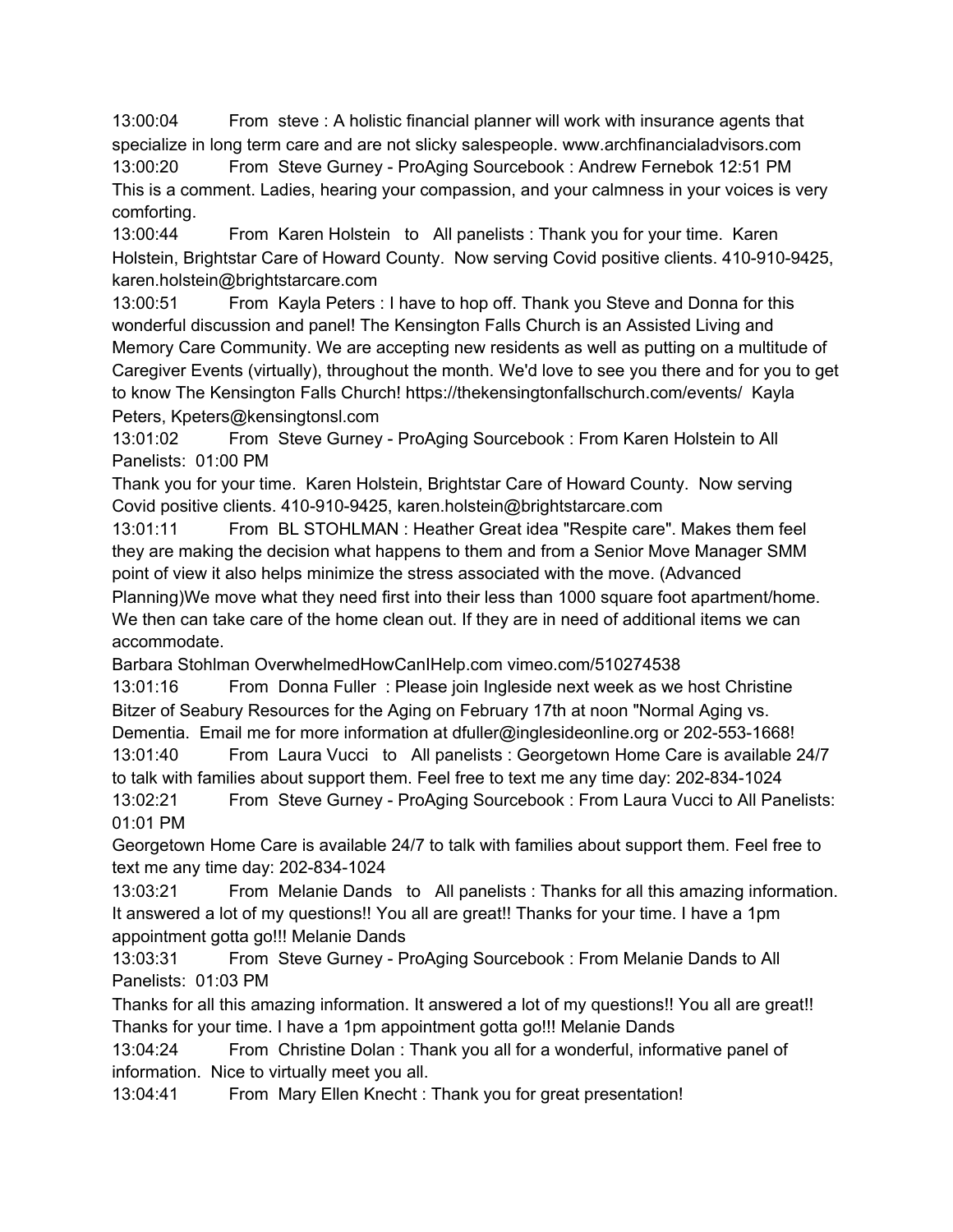13:00:04 From steve : A holistic financial planner will work with insurance agents that specialize in long term care and are not slicky salespeople. www.archfinancialadvisors.com

13:00:20 From Steve Gurney - ProAging Sourcebook : Andrew Fernebok 12:51 PM
This is a comment. Ladies, hearing your compassion, and your calmness in your voices is very comforting.

13:00:44 From Karen Holstein to All panelists : Thank you for your time. Karen Holstein, Brightstar Care of Howard County. Now serving Covid positive clients. 410-910-9425, karen.holstein@brightstarcare.com

13:00:51 From Kayla Peters : I have to hop off. Thank you Steve and Donna for this wonderful discussion and panel! The Kensington Falls Church is an Assisted Living and Memory Care Community. We are accepting new residents as well as putting on a multitude of Caregiver Events (virtually), throughout the month. We'd love to see you there and for you to get to know The Kensington Falls Church! https://thekensingtonfallschurch.com/events/ Kayla Peters, Kpeters@kensingtonsl.com

13:01:02 From Steve Gurney - ProAging Sourcebook : From Karen Holstein to All Panelists: 01:00 PM
Thank you for your time. Karen Holstein, Brightstar Care of Howard County. Now serving Covid positive clients. 410-910-9425, karen.holstein@brightstarcare.com

13:01:11 From BL STOHLMAN : Heather Great idea "Respite care". Makes them feel they are making the decision what happens to them and from a Senior Move Manager SMM point of view it also helps minimize the stress associated with the move. (Advanced Planning)We move what they need first into their less than 1000 square foot apartment/home. We then can take care of the home clean out. If they are in need of additional items we can accommodate.
Barbara Stohlman OverwhelmedHowCanIHelp.com vimeo.com/510274538

13:01:16 From Donna Fuller : Please join Ingleside next week as we host Christine Bitzer of Seabury Resources for the Aging on February 17th at noon "Normal Aging vs. Dementia. Email me for more information at dfuller@inglesideonline.org or 202-553-1668!

13:01:40 From Laura Vucci to All panelists : Georgetown Home Care is available 24/7 to talk with families about support them. Feel free to text me any time day: 202-834-1024

13:02:21 From Steve Gurney - ProAging Sourcebook : From Laura Vucci to All Panelists: 01:01 PM
Georgetown Home Care is available 24/7 to talk with families about support them. Feel free to text me any time day: 202-834-1024

13:03:21 From Melanie Dands to All panelists : Thanks for all this amazing information. It answered a lot of my questions!! You all are great!! Thanks for your time. I have a 1pm appointment gotta go!!! Melanie Dands

13:03:31 From Steve Gurney - ProAging Sourcebook : From Melanie Dands to All Panelists: 01:03 PM
Thanks for all this amazing information. It answered a lot of my questions!! You all are great!! Thanks for your time. I have a 1pm appointment gotta go!!! Melanie Dands

13:04:24 From Christine Dolan : Thank you all for a wonderful, informative panel of information. Nice to virtually meet you all.

13:04:41 From Mary Ellen Knecht : Thank you for great presentation!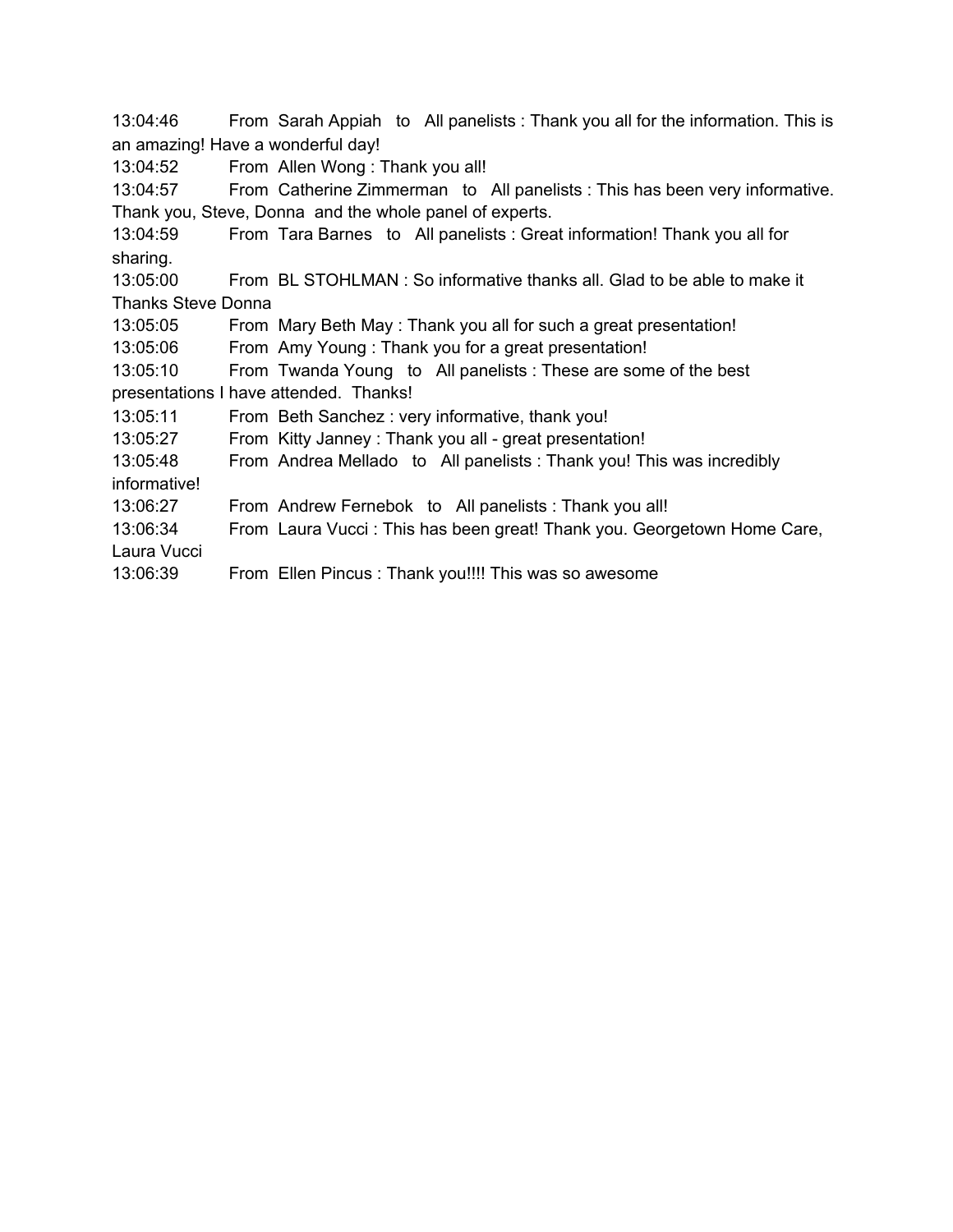13:04:46 From Sarah Appiah to All panelists : Thank you all for the information. This is an amazing! Have a wonderful day!

13:04:52 From Allen Wong : Thank you all!

13:04:57 From Catherine Zimmerman to All panelists : This has been very informative. Thank you, Steve, Donna and the whole panel of experts.

13:04:59 From Tara Barnes to All panelists : Great information! Thank you all for sharing.

13:05:00 From BL STOHLMAN : So informative thanks all. Glad to be able to make it Thanks Steve Donna

13:05:05 From Mary Beth May : Thank you all for such a great presentation!

13:05:06 From Amy Young : Thank you for a great presentation!

13:05:10 From Twanda Young to All panelists : These are some of the best presentations I have attended. Thanks!

13:05:11 From Beth Sanchez : very informative, thank you!

13:05:27 From Kitty Janney : Thank you all - great presentation!

13:05:48 From Andrea Mellado to All panelists : Thank you! This was incredibly informative!

13:06:27 From Andrew Fernebok to All panelists : Thank you all!

13:06:34 From Laura Vucci : This has been great! Thank you. Georgetown Home Care, Laura Vucci

13:06:39 From Ellen Pincus : Thank you!!!! This was so awesome